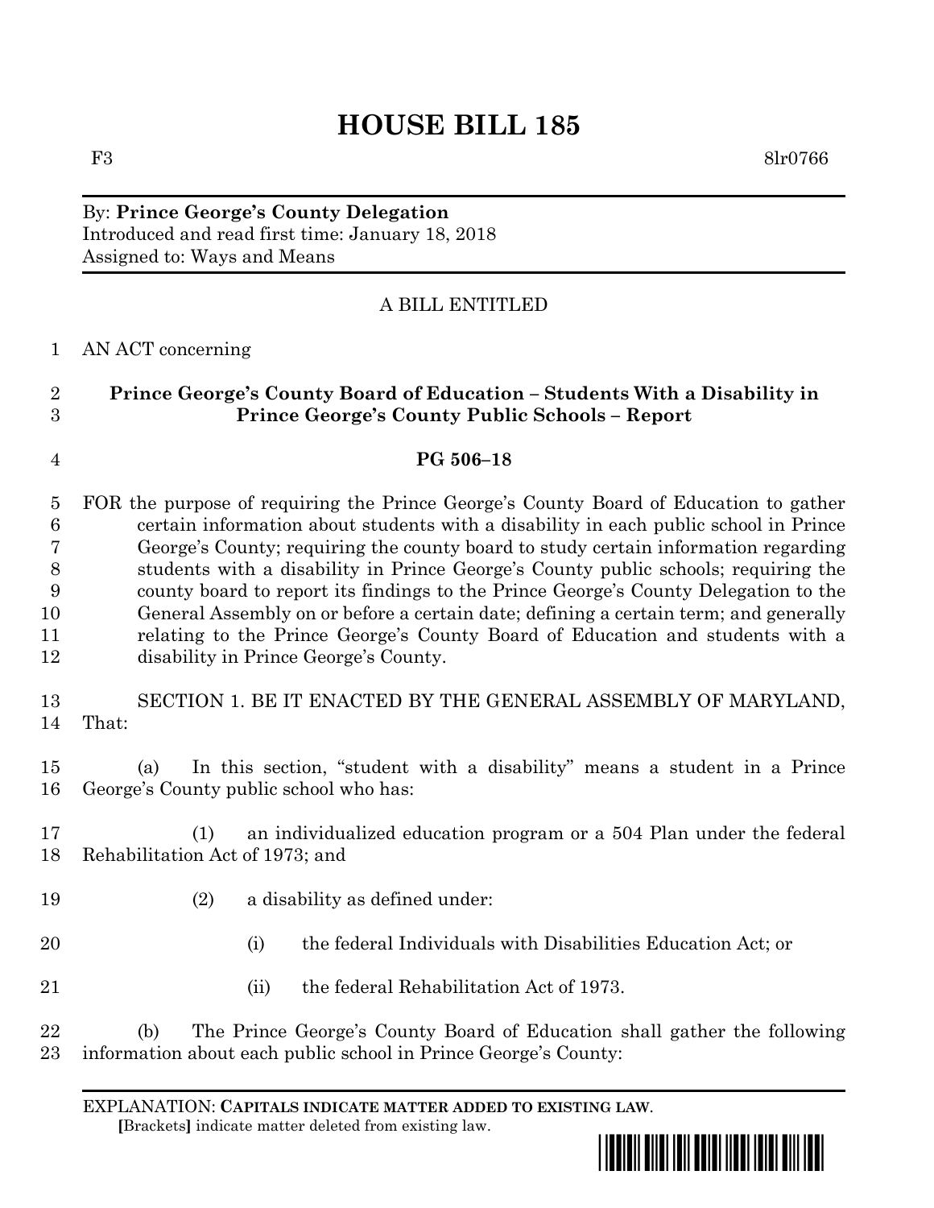# HOUSE BILL 185

F3 8lr0766

By: **Prince George's County Delegation**
Introduced and read first time: January 18, 2018
Assigned to: Ways and Means

A BILL ENTITLED

AN ACT concerning

**Prince George's County Board of Education – Students With a Disability in Prince George's County Public Schools – Report**

**PG 506–18**

FOR the purpose of requiring the Prince George's County Board of Education to gather certain information about students with a disability in each public school in Prince George's County; requiring the county board to study certain information regarding students with a disability in Prince George's County public schools; requiring the county board to report its findings to the Prince George's County Delegation to the General Assembly on or before a certain date; defining a certain term; and generally relating to the Prince George's County Board of Education and students with a disability in Prince George's County.

SECTION 1. BE IT ENACTED BY THE GENERAL ASSEMBLY OF MARYLAND, That:

(a) In this section, "student with a disability" means a student in a Prince George's County public school who has:

(1) an individualized education program or a 504 Plan under the federal Rehabilitation Act of 1973; and

(2) a disability as defined under:

(i) the federal Individuals with Disabilities Education Act; or

(ii) the federal Rehabilitation Act of 1973.

(b) The Prince George's County Board of Education shall gather the following information about each public school in Prince George's County:

EXPLANATION: **CAPITALS INDICATE MATTER ADDED TO EXISTING LAW**.
**[**Brackets**]** indicate matter deleted from existing law.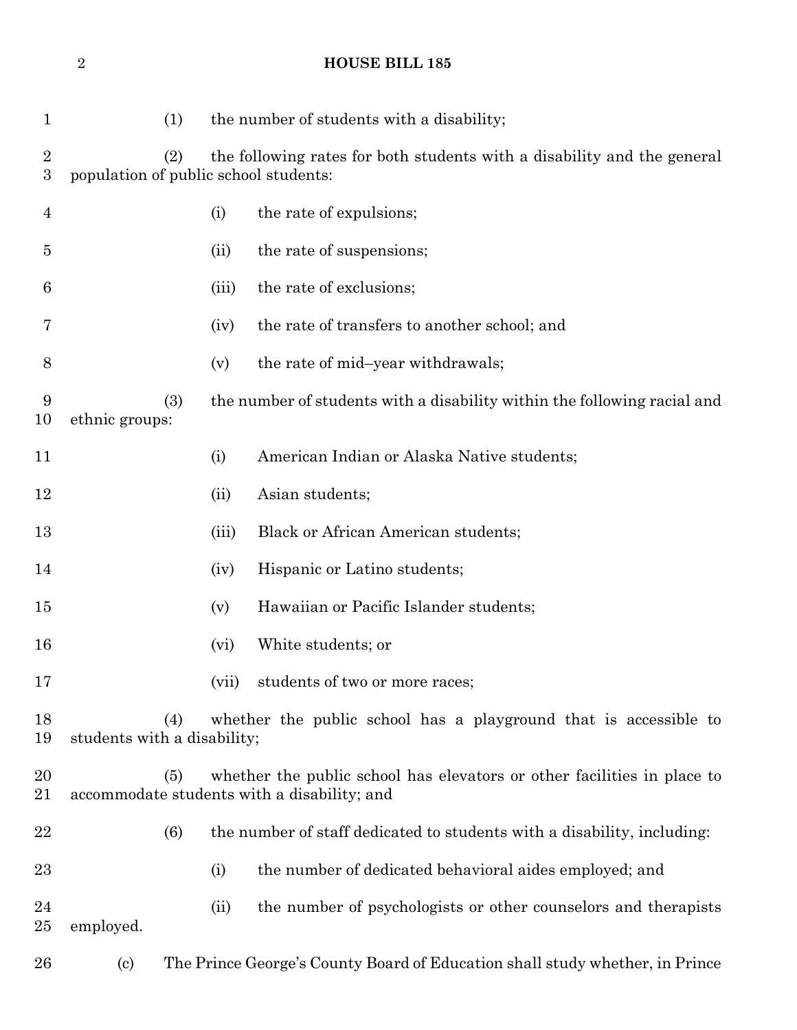(1) the number of students with a disability;

(2) the following rates for both students with a disability and the general population of public school students:

(i) the rate of expulsions;

(ii) the rate of suspensions;

(iii) the rate of exclusions;

(iv) the rate of transfers to another school; and

(v) the rate of mid–year withdrawals;

(3) the number of students with a disability within the following racial and ethnic groups:

(i) American Indian or Alaska Native students;

(ii) Asian students;

(iii) Black or African American students;

(iv) Hispanic or Latino students;

(v) Hawaiian or Pacific Islander students;

(vi) White students; or

(vii) students of two or more races;

(4) whether the public school has a playground that is accessible to students with a disability;

(5) whether the public school has elevators or other facilities in place to accommodate students with a disability; and

(6) the number of staff dedicated to students with a disability, including:

(i) the number of dedicated behavioral aides employed; and

(ii) the number of psychologists or other counselors and therapists employed.

(c) The Prince George's County Board of Education shall study whether, in Prince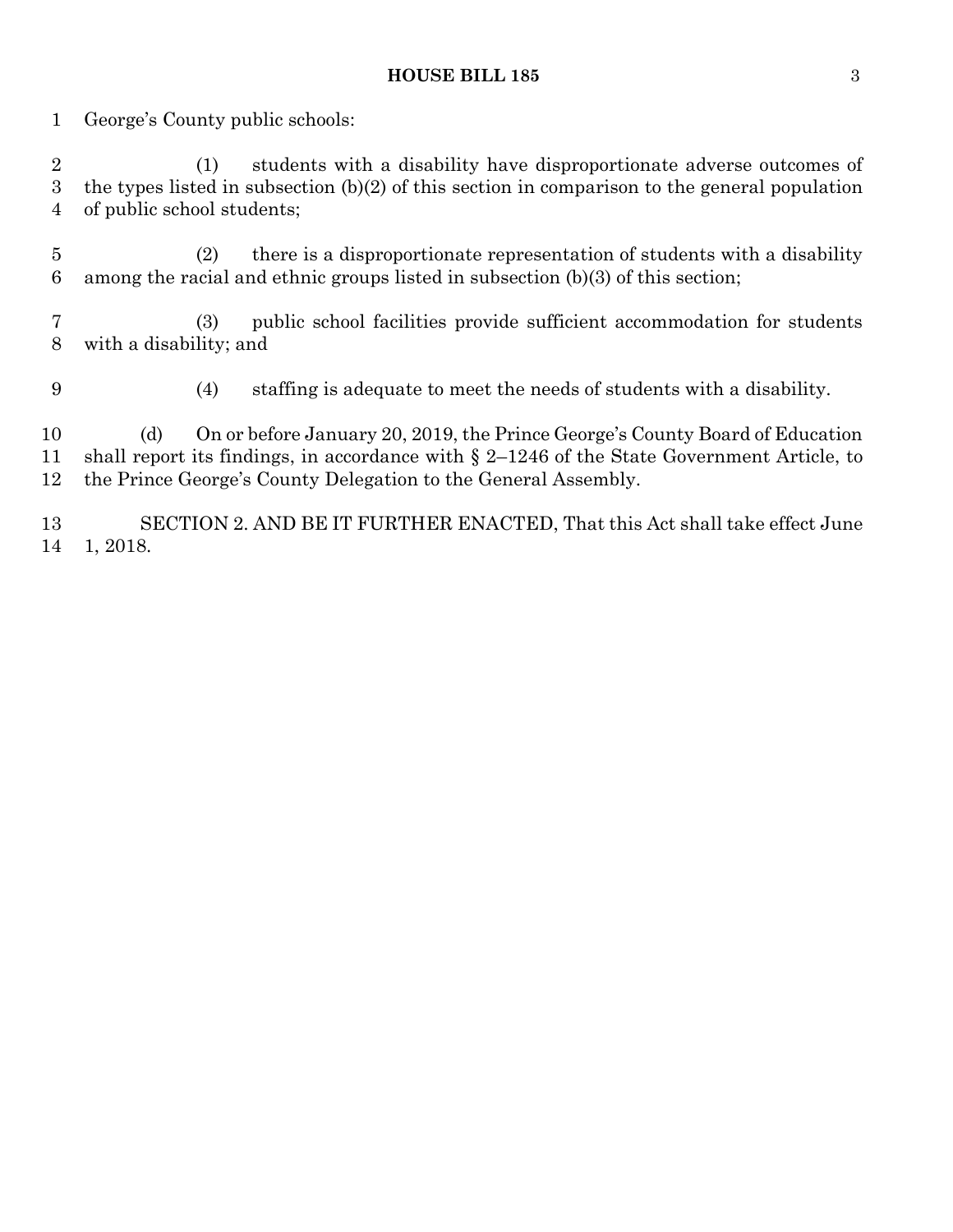George's County public schools:

(1) students with a disability have disproportionate adverse outcomes of the types listed in subsection (b)(2) of this section in comparison to the general population of public school students;

(2) there is a disproportionate representation of students with a disability among the racial and ethnic groups listed in subsection (b)(3) of this section;

(3) public school facilities provide sufficient accommodation for students with a disability; and

(4) staffing is adequate to meet the needs of students with a disability.

(d) On or before January 20, 2019, the Prince George's County Board of Education shall report its findings, in accordance with § 2–1246 of the State Government Article, to the Prince George's County Delegation to the General Assembly.

SECTION 2. AND BE IT FURTHER ENACTED, That this Act shall take effect June 1, 2018.